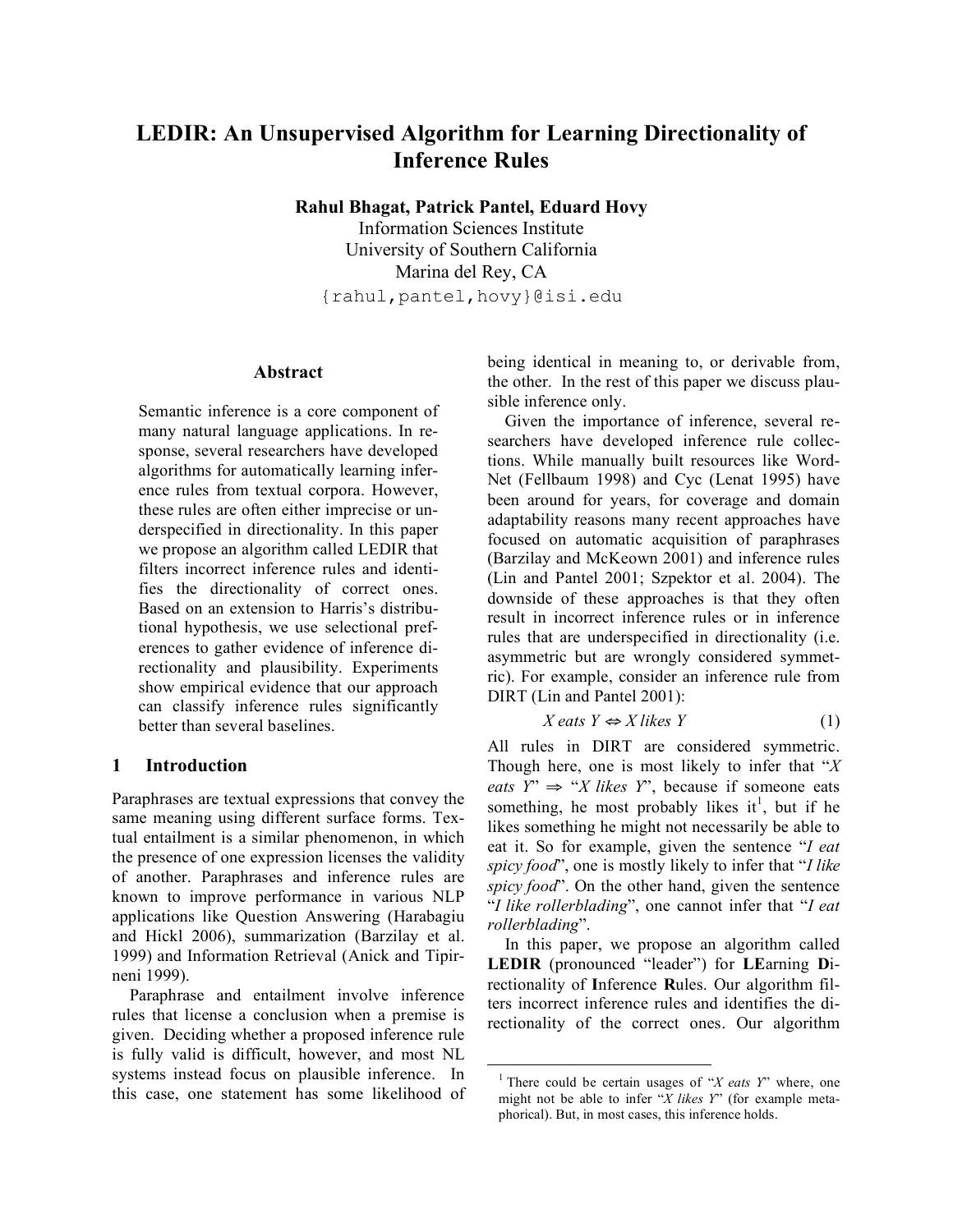# LEDIR: An Unsupervised Algorithm for Learning Directionality of Inference Rules

**Rahul Bhagat, Patrick Pantel, Eduard Hovy**

Information Sciences Institute
University of Southern California
Marina del Rey, CA
{rahul,pantel,hovy}@isi.edu

## Abstract

Semantic inference is a core component of many natural language applications. In response, several researchers have developed algorithms for automatically learning inference rules from textual corpora. However, these rules are often either imprecise or underspecified in directionality. In this paper we propose an algorithm called LEDIR that filters incorrect inference rules and identifies the directionality of correct ones. Based on an extension to Harris's distributional hypothesis, we use selectional preferences to gather evidence of inference directionality and plausibility. Experiments show empirical evidence that our approach can classify inference rules significantly better than several baselines.

## 1 Introduction

Paraphrases are textual expressions that convey the same meaning using different surface forms. Textual entailment is a similar phenomenon, in which the presence of one expression licenses the validity of another. Paraphrases and inference rules are known to improve performance in various NLP applications like Question Answering (Harabagiu and Hickl 2006), summarization (Barzilay et al. 1999) and Information Retrieval (Anick and Tipirneni 1999).

Paraphrase and entailment involve inference rules that license a conclusion when a premise is given. Deciding whether a proposed inference rule is fully valid is difficult, however, and most NL systems instead focus on plausible inference. In this case, one statement has some likelihood of being identical in meaning to, or derivable from, the other. In the rest of this paper we discuss plausible inference only.

Given the importance of inference, several researchers have developed inference rule collections. While manually built resources like WordNet (Fellbaum 1998) and Cyc (Lenat 1995) have been around for years, for coverage and domain adaptability reasons many recent approaches have focused on automatic acquisition of paraphrases (Barzilay and McKeown 2001) and inference rules (Lin and Pantel 2001; Szpektor et al. 2004). The downside of these approaches is that they often result in incorrect inference rules or in inference rules that are underspecified in directionality (i.e. asymmetric but are wrongly considered symmetric). For example, consider an inference rule from DIRT (Lin and Pantel 2001):

$$X \textit{ eats } Y \Leftrightarrow X \textit{ likes } Y \quad (1)$$

All rules in DIRT are considered symmetric. Though here, one is most likely to infer that "*X eats Y*" $\Rightarrow$ "*X likes Y*", because if someone eats something, he most probably likes it[1], but if he likes something he might not necessarily be able to eat it. So for example, given the sentence "*I eat spicy food*", one is mostly likely to infer that "*I like spicy food*". On the other hand, given the sentence "*I like rollerblading*", one cannot infer that "*I eat rollerblading*".

In this paper, we propose an algorithm called **LEDIR** (pronounced "leader") for **LE**arning **D**irectionality of **I**nference **R**ules. Our algorithm filters incorrect inference rules and identifies the directionality of the correct ones. Our algorithm

[1] There could be certain usages of "*X eats Y*" where, one might not be able to infer "*X likes Y*" (for example metaphorical). But, in most cases, this inference holds.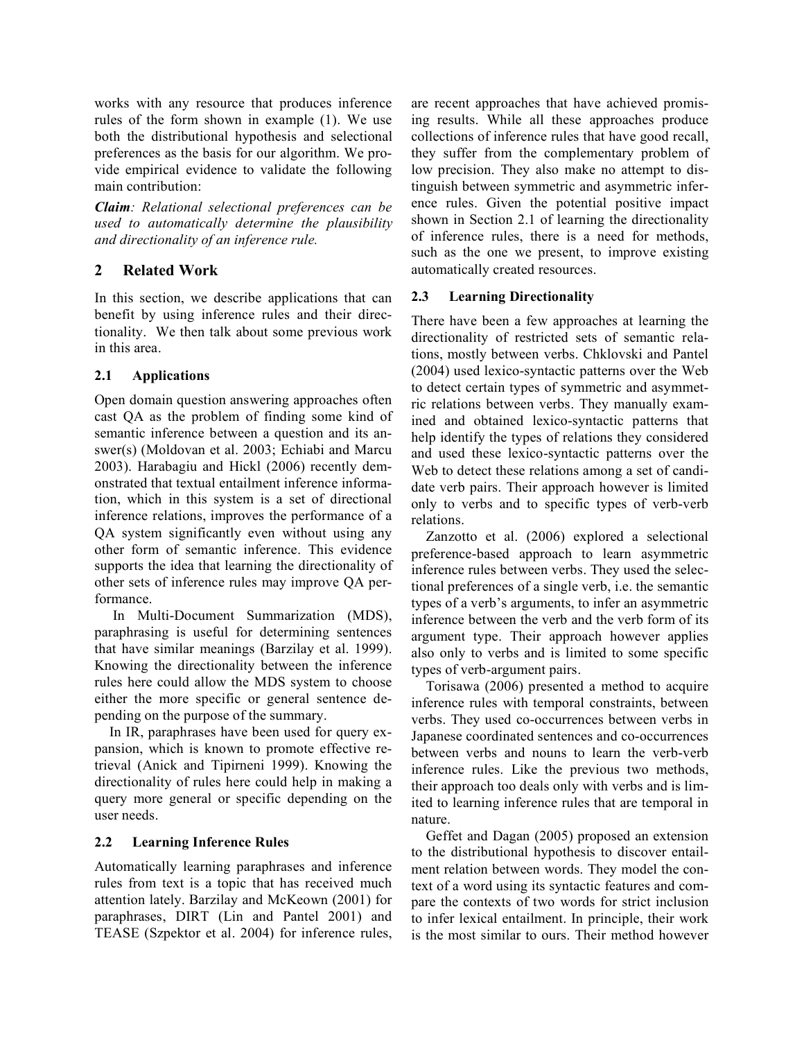works with any resource that produces inference rules of the form shown in example (1). We use both the distributional hypothesis and selectional preferences as the basis for our algorithm. We provide empirical evidence to validate the following main contribution:

***Claim**: Relational selectional preferences can be used to automatically determine the plausibility and directionality of an inference rule.*

## 2 Related Work

In this section, we describe applications that can benefit by using inference rules and their directionality. We then talk about some previous work in this area.

### 2.1 Applications

Open domain question answering approaches often cast QA as the problem of finding some kind of semantic inference between a question and its answer(s) (Moldovan et al. 2003; Echiabi and Marcu 2003). Harabagiu and Hickl (2006) recently demonstrated that textual entailment inference information, which in this system is a set of directional inference relations, improves the performance of a QA system significantly even without using any other form of semantic inference. This evidence supports the idea that learning the directionality of other sets of inference rules may improve QA performance.

In Multi-Document Summarization (MDS), paraphrasing is useful for determining sentences that have similar meanings (Barzilay et al. 1999). Knowing the directionality between the inference rules here could allow the MDS system to choose either the more specific or general sentence depending on the purpose of the summary.

In IR, paraphrases have been used for query expansion, which is known to promote effective retrieval (Anick and Tipirneni 1999). Knowing the directionality of rules here could help in making a query more general or specific depending on the user needs.

### 2.2 Learning Inference Rules

Automatically learning paraphrases and inference rules from text is a topic that has received much attention lately. Barzilay and McKeown (2001) for paraphrases, DIRT (Lin and Pantel 2001) and TEASE (Szpektor et al. 2004) for inference rules, are recent approaches that have achieved promising results. While all these approaches produce collections of inference rules that have good recall, they suffer from the complementary problem of low precision. They also make no attempt to distinguish between symmetric and asymmetric inference rules. Given the potential positive impact shown in Section 2.1 of learning the directionality of inference rules, there is a need for methods, such as the one we present, to improve existing automatically created resources.

### 2.3 Learning Directionality

There have been a few approaches at learning the directionality of restricted sets of semantic relations, mostly between verbs. Chklovski and Pantel (2004) used lexico-syntactic patterns over the Web to detect certain types of symmetric and asymmetric relations between verbs. They manually examined and obtained lexico-syntactic patterns that help identify the types of relations they considered and used these lexico-syntactic patterns over the Web to detect these relations among a set of candidate verb pairs. Their approach however is limited only to verbs and to specific types of verb-verb relations.

Zanzotto et al. (2006) explored a selectional preference-based approach to learn asymmetric inference rules between verbs. They used the selectional preferences of a single verb, i.e. the semantic types of a verb's arguments, to infer an asymmetric inference between the verb and the verb form of its argument type. Their approach however applies also only to verbs and is limited to some specific types of verb-argument pairs.

Torisawa (2006) presented a method to acquire inference rules with temporal constraints, between verbs. They used co-occurrences between verbs in Japanese coordinated sentences and co-occurrences between verbs and nouns to learn the verb-verb inference rules. Like the previous two methods, their approach too deals only with verbs and is limited to learning inference rules that are temporal in nature.

Geffet and Dagan (2005) proposed an extension to the distributional hypothesis to discover entailment relation between words. They model the context of a word using its syntactic features and compare the contexts of two words for strict inclusion to infer lexical entailment. In principle, their work is the most similar to ours. Their method however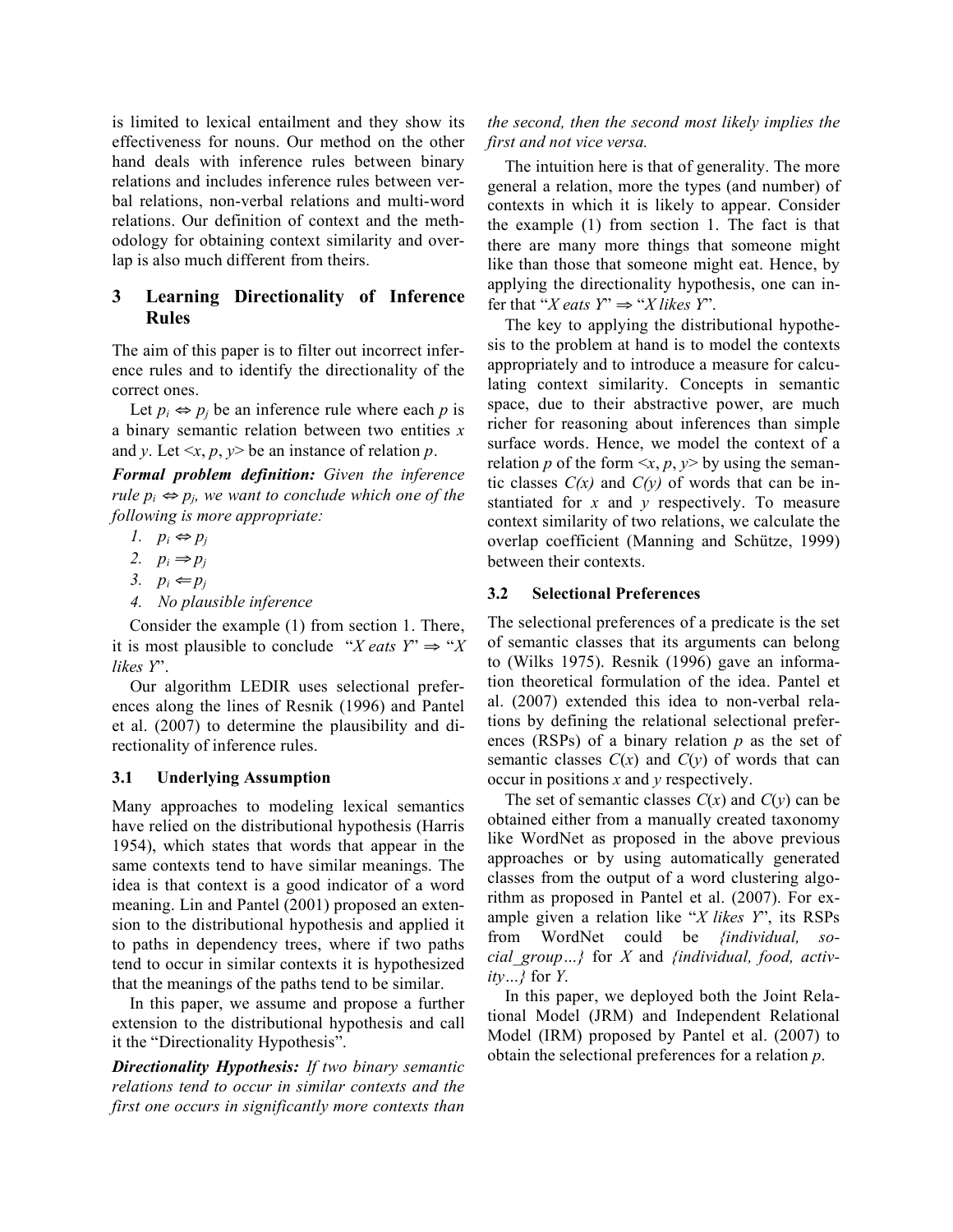is limited to lexical entailment and they show its effectiveness for nouns. Our method on the other hand deals with inference rules between binary relations and includes inference rules between verbal relations, non-verbal relations and multi-word relations. Our definition of context and the methodology for obtaining context similarity and overlap is also much different from theirs.

## 3 Learning Directionality of Inference Rules

The aim of this paper is to filter out incorrect inference rules and to identify the directionality of the correct ones.

Let $p_i \Leftrightarrow p_j$ be an inference rule where each $p$ is a binary semantic relation between two entities $x$ and $y$. Let $<x, p, y>$ be an instance of relation $p$.

***Formal problem definition:*** *Given the inference rule $p_i \Leftrightarrow p_j$, we want to conclude which one of the following is more appropriate:*

1. $p_i \Leftrightarrow p_j$
2. $p_i \Rightarrow p_j$
3. $p_i \Leftarrow p_j$
4. *No plausible inference*

Consider the example (1) from section 1. There, it is most plausible to conclude "*X eats Y*" ⇒ "*X likes Y*".

Our algorithm LEDIR uses selectional preferences along the lines of Resnik (1996) and Pantel et al. (2007) to determine the plausibility and directionality of inference rules.

### 3.1 Underlying Assumption

Many approaches to modeling lexical semantics have relied on the distributional hypothesis (Harris 1954), which states that words that appear in the same contexts tend to have similar meanings. The idea is that context is a good indicator of a word meaning. Lin and Pantel (2001) proposed an extension to the distributional hypothesis and applied it to paths in dependency trees, where if two paths tend to occur in similar contexts it is hypothesized that the meanings of the paths tend to be similar.

In this paper, we assume and propose a further extension to the distributional hypothesis and call it the "Directionality Hypothesis".

***Directionality Hypothesis:*** *If two binary semantic relations tend to occur in similar contexts and the first one occurs in significantly more contexts than the second, then the second most likely implies the first and not vice versa.*

The intuition here is that of generality. The more general a relation, more the types (and number) of contexts in which it is likely to appear. Consider the example (1) from section 1. The fact is that there are many more things that someone might like than those that someone might eat. Hence, by applying the directionality hypothesis, one can infer that "*X eats Y*" ⇒ "*X likes Y*".

The key to applying the distributional hypothesis to the problem at hand is to model the contexts appropriately and to introduce a measure for calculating context similarity. Concepts in semantic space, due to their abstractive power, are much richer for reasoning about inferences than simple surface words. Hence, we model the context of a relation $p$ of the form $<x, p, y>$ by using the semantic classes $C(x)$ and $C(y)$ of words that can be instantiated for $x$ and $y$ respectively. To measure context similarity of two relations, we calculate the overlap coefficient (Manning and Schütze, 1999) between their contexts.

### 3.2 Selectional Preferences

The selectional preferences of a predicate is the set of semantic classes that its arguments can belong to (Wilks 1975). Resnik (1996) gave an information theoretical formulation of the idea. Pantel et al. (2007) extended this idea to non-verbal relations by defining the relational selectional preferences (RSPs) of a binary relation $p$ as the set of semantic classes $C(x)$ and $C(y)$ of words that can occur in positions $x$ and $y$ respectively.

The set of semantic classes $C(x)$ and $C(y)$ can be obtained either from a manually created taxonomy like WordNet as proposed in the above previous approaches or by using automatically generated classes from the output of a word clustering algorithm as proposed in Pantel et al. (2007). For example given a relation like "*X likes Y*", its RSPs from WordNet could be *{individual, social_group…}* for *X* and *{individual, food, activity…}* for *Y*.

In this paper, we deployed both the Joint Relational Model (JRM) and Independent Relational Model (IRM) proposed by Pantel et al. (2007) to obtain the selectional preferences for a relation $p$.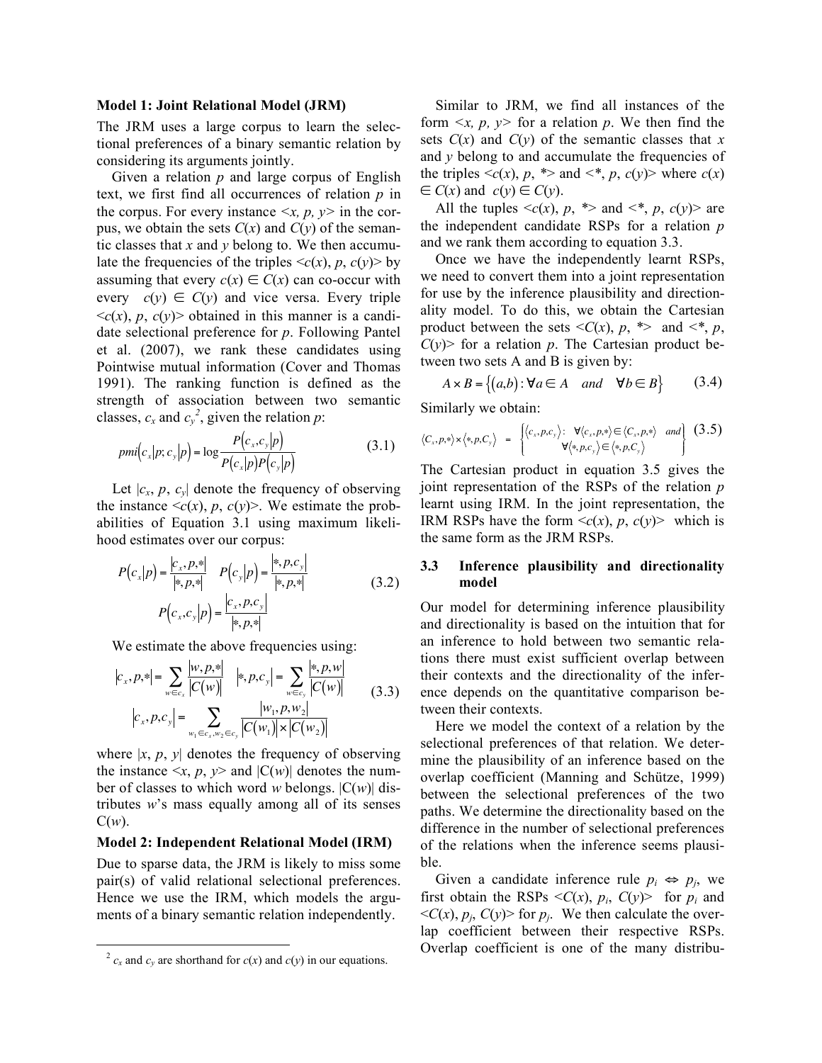**Model 1: Joint Relational Model (JRM)**

The JRM uses a large corpus to learn the selectional preferences of a binary semantic relation by considering its arguments jointly.

Given a relation $p$ and large corpus of English text, we first find all occurrences of relation $p$ in the corpus. For every instance $<x, p, y>$ in the corpus, we obtain the sets $C(x)$ and $C(y)$ of the semantic classes that $x$ and $y$ belong to. We then accumulate the frequencies of the triples $<c(x), p, c(y)>$ by assuming that every $c(x) \in C(x)$ can co-occur with every $c(y) \in C(y)$ and vice versa. Every triple $<c(x), p, c(y)>$ obtained in this manner is a candidate selectional preference for $p$. Following Pantel et al. (2007), we rank these candidates using Pointwise mutual information (Cover and Thomas 1991). The ranking function is defined as the strength of association between two semantic classes, $c_x$ and $c_y$[2], given the relation $p$:

$$pmi(c_x|p; c_y|p) = \log \frac{P(c_x, c_y|p)}{P(c_x|p)P(c_y|p)} \tag{3.1}$$

Let $|c_x, p, c_y|$ denote the frequency of observing the instance $<c(x), p, c(y)>$. We estimate the probabilities of Equation 3.1 using maximum likelihood estimates over our corpus:

$$P(c_x|p) = \frac{|c_x, p, *|}{|*, p, *|} \quad P(c_y|p) = \frac{|*, p, c_y|}{|*, p, *|}$$
$$P(c_x, c_y|p) = \frac{|c_x, p, c_y|}{|*, p, *|} \tag{3.2}$$

We estimate the above frequencies using:

$$|c_x, p, *| = \sum_{w \in c_x} \frac{|w, p, *|}{|C(w)|} \quad |*, p, c_y| = \sum_{w \in c_y} \frac{|*, p, w|}{|C(w)|}$$
$$|c_x, p, c_y| = \sum_{w_1 \in c_x, w_2 \in c_y} \frac{|w_1, p, w_2|}{|C(w_1)| \times |C(w_2)|} \tag{3.3}$$

where $|x, p, y|$ denotes the frequency of observing the instance $<x, p, y>$ and $|C(w)|$ denotes the number of classes to which word $w$ belongs. $|C(w)|$ distributes $w$'s mass equally among all of its senses $C(w)$.

**Model 2: Independent Relational Model (IRM)**

Due to sparse data, the JRM is likely to miss some pair(s) of valid relational selectional preferences. Hence we use the IRM, which models the arguments of a binary semantic relation independently.

Similar to JRM, we find all instances of the form $<x, p, y>$ for a relation $p$. We then find the sets $C(x)$ and $C(y)$ of the semantic classes that $x$ and $y$ belong to and accumulate the frequencies of the triples $<c(x), p, *>$ and $<*, p, c(y)>$ where $c(x) \in C(x)$ and $c(y) \in C(y)$.

All the tuples $<c(x), p, *>$ and $<*, p, c(y)>$ are the independent candidate RSPs for a relation $p$ and we rank them according to equation 3.3.

Once we have the independently learnt RSPs, we need to convert them into a joint representation for use by the inference plausibility and directionality model. To do this, we obtain the Cartesian product between the sets $<C(x), p, *>$ and $<*, p, C(y)>$ for a relation $p$. The Cartesian product between two sets A and B is given by:

$$A \times B = \{(a,b) : \forall a \in A \quad and \quad \forall b \in B\} \tag{3.4}$$

Similarly we obtain:

$$\langle C_x, p, * \rangle \times \langle *, p, C_y \rangle = \left\{ \begin{array}{l} \langle c_x, p, c_y \rangle : \ \forall \langle c_x, p, * \rangle \in \langle C_x, p, * \rangle \ \ and \\ \forall \langle *, p, c_y \rangle \in \langle *, p, C_y \rangle \end{array} \right\} \tag{3.5}$$

The Cartesian product in equation 3.5 gives the joint representation of the RSPs of the relation $p$ learnt using IRM. In the joint representation, the IRM RSPs have the form $<c(x), p, c(y)>$ which is the same form as the JRM RSPs.

### 3.3 Inference plausibility and directionality model

Our model for determining inference plausibility and directionality is based on the intuition that for an inference to hold between two semantic relations there must exist sufficient overlap between their contexts and the directionality of the inference depends on the quantitative comparison between their contexts.

Here we model the context of a relation by the selectional preferences of that relation. We determine the plausibility of an inference based on the overlap coefficient (Manning and Schütze, 1999) between the selectional preferences of the two paths. We determine the directionality based on the difference in the number of selectional preferences of the relations when the inference seems plausible.

Given a candidate inference rule $p_i \Leftrightarrow p_j$, we first obtain the RSPs $<C(x), p_i, C(y)>$ for $p_i$ and $<C(x), p_j, C(y)>$ for $p_j$. We then calculate the overlap coefficient between their respective RSPs. Overlap coefficient is one of the many distribu-

[2] $c_x$ and $c_y$ are shorthand for $c(x)$ and $c(y)$ in our equations.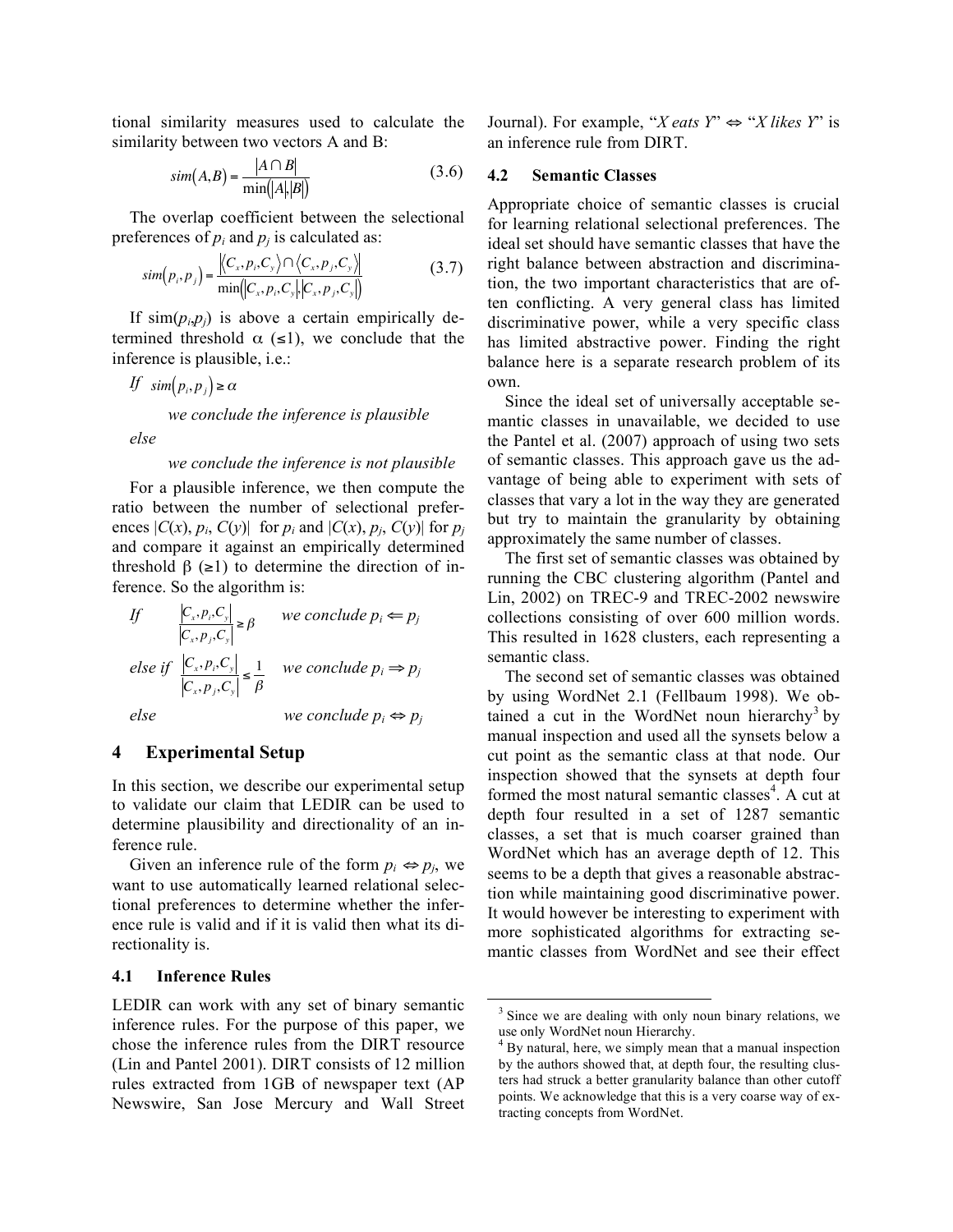tional similarity measures used to calculate the similarity between two vectors A and B:

$$sim(A,B) = \frac{|A \cap B|}{\min(|A|,|B|)} \tag{3.6}$$

The overlap coefficient between the selectional preferences of $p_i$ and $p_j$ is calculated as:

$$sim(p_i,p_j) = \frac{|\langle C_x,p_i,C_y\rangle \cap \langle C_x,p_j,C_y\rangle|}{\min(|C_x,p_i,C_y|,|C_x,p_j,C_y|)} \tag{3.7}$$

If sim($p_i$,$p_j$) is above a certain empirically determined threshold $\alpha$ ($\leq$1), we conclude that the inference is plausible, i.e.:

*If* $sim(p_i,p_j) \geq \alpha$

*we conclude the inference is plausible*

*else*

*we conclude the inference is not plausible*

For a plausible inference, we then compute the ratio between the number of selectional preferences $|C(x), p_i, C(y)|$ for $p_i$ and $|C(x), p_j, C(y)|$ for $p_j$ and compare it against an empirically determined threshold $\beta$ ($\geq$1) to determine the direction of inference. So the algorithm is:

*If* $\frac{|C_x,p_i,C_y|}{|C_x,p_j,C_y|} \geq \beta$ *we conclude* $p_i \Leftarrow p_j$

*else if* $\frac{|C_x,p_i,C_y|}{|C_x,p_j,C_y|} \leq \frac{1}{\beta}$ *we conclude* $p_i \Rightarrow p_j$

*else* *we conclude* $p_i \Leftrightarrow p_j$

## 4 Experimental Setup

In this section, we describe our experimental setup to validate our claim that LEDIR can be used to determine plausibility and directionality of an inference rule.

Given an inference rule of the form $p_i \Leftrightarrow p_j$, we want to use automatically learned relational selectional preferences to determine whether the inference rule is valid and if it is valid then what its directionality is.

### 4.1 Inference Rules

LEDIR can work with any set of binary semantic inference rules. For the purpose of this paper, we chose the inference rules from the DIRT resource (Lin and Pantel 2001). DIRT consists of 12 million rules extracted from 1GB of newspaper text (AP Newswire, San Jose Mercury and Wall Street Journal). For example, "*X eats Y*" ⇔ "*X likes Y*" is an inference rule from DIRT.

### 4.2 Semantic Classes

Appropriate choice of semantic classes is crucial for learning relational selectional preferences. The ideal set should have semantic classes that have the right balance between abstraction and discrimination, the two important characteristics that are often conflicting. A very general class has limited discriminative power, while a very specific class has limited abstractive power. Finding the right balance here is a separate research problem of its own.

Since the ideal set of universally acceptable semantic classes in unavailable, we decided to use the Pantel et al. (2007) approach of using two sets of semantic classes. This approach gave us the advantage of being able to experiment with sets of classes that vary a lot in the way they are generated but try to maintain the granularity by obtaining approximately the same number of classes.

The first set of semantic classes was obtained by running the CBC clustering algorithm (Pantel and Lin, 2002) on TREC-9 and TREC-2002 newswire collections consisting of over 600 million words. This resulted in 1628 clusters, each representing a semantic class.

The second set of semantic classes was obtained by using WordNet 2.1 (Fellbaum 1998). We obtained a cut in the WordNet noun hierarchy[3] by manual inspection and used all the synsets below a cut point as the semantic class at that node. Our inspection showed that the synsets at depth four formed the most natural semantic classes[4]. A cut at depth four resulted in a set of 1287 semantic classes, a set that is much coarser grained than WordNet which has an average depth of 12. This seems to be a depth that gives a reasonable abstraction while maintaining good discriminative power. It would however be interesting to experiment with more sophisticated algorithms for extracting semantic classes from WordNet and see their effect

[3] Since we are dealing with only noun binary relations, we use only WordNet noun Hierarchy.

[4] By natural, here, we simply mean that a manual inspection by the authors showed that, at depth four, the resulting clusters had struck a better granularity balance than other cutoff points. We acknowledge that this is a very coarse way of extracting concepts from WordNet.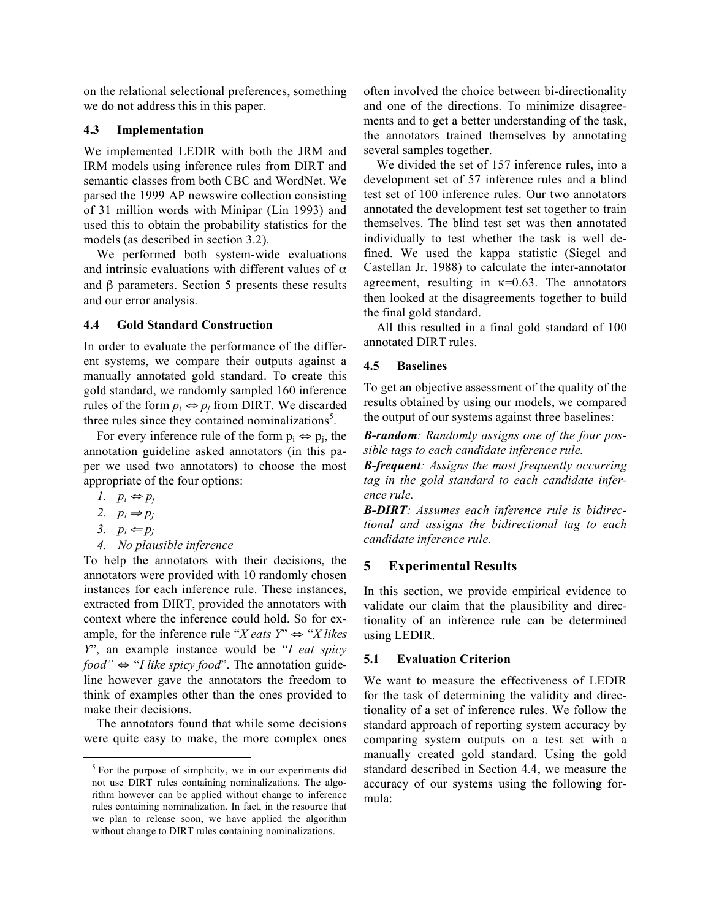on the relational selectional preferences, something we do not address this in this paper.

### 4.3 Implementation

We implemented LEDIR with both the JRM and IRM models using inference rules from DIRT and semantic classes from both CBC and WordNet. We parsed the 1999 AP newswire collection consisting of 31 million words with Minipar (Lin 1993) and used this to obtain the probability statistics for the models (as described in section 3.2).

We performed both system-wide evaluations and intrinsic evaluations with different values of $\alpha$ and $\beta$ parameters. Section 5 presents these results and our error analysis.

### 4.4 Gold Standard Construction

In order to evaluate the performance of the different systems, we compare their outputs against a manually annotated gold standard. To create this gold standard, we randomly sampled 160 inference rules of the form $p_i \Leftrightarrow p_j$ from DIRT. We discarded three rules since they contained nominalizations[5].

For every inference rule of the form $p_i \Leftrightarrow p_j$, the annotation guideline asked annotators (in this paper we used two annotators) to choose the most appropriate of the four options:

1. $p_i \Leftrightarrow p_j$
2. $p_i \Rightarrow p_j$
3. $p_i \Leftarrow p_j$
4. *No plausible inference*

To help the annotators with their decisions, the annotators were provided with 10 randomly chosen instances for each inference rule. These instances, extracted from DIRT, provided the annotators with context where the inference could hold. So for example, for the inference rule "*X eats Y*" $\Leftrightarrow$ "*X likes Y*", an example instance would be "*I eat spicy food"* $\Leftrightarrow$ "*I like spicy food*". The annotation guideline however gave the annotators the freedom to think of examples other than the ones provided to make their decisions.

The annotators found that while some decisions were quite easy to make, the more complex ones often involved the choice between bi-directionality and one of the directions. To minimize disagreements and to get a better understanding of the task, the annotators trained themselves by annotating several samples together.

We divided the set of 157 inference rules, into a development set of 57 inference rules and a blind test set of 100 inference rules. Our two annotators annotated the development test set together to train themselves. The blind test set was then annotated individually to test whether the task is well defined. We used the kappa statistic (Siegel and Castellan Jr. 1988) to calculate the inter-annotator agreement, resulting in $\kappa$=0.63. The annotators then looked at the disagreements together to build the final gold standard.

All this resulted in a final gold standard of 100 annotated DIRT rules.

### 4.5 Baselines

To get an objective assessment of the quality of the results obtained by using our models, we compared the output of our systems against three baselines:

***B-random****: Randomly assigns one of the four possible tags to each candidate inference rule.*

***B-frequent****: Assigns the most frequently occurring tag in the gold standard to each candidate inference rule.*

***B-DIRT****: Assumes each inference rule is bidirectional and assigns the bidirectional tag to each candidate inference rule.*

## 5 Experimental Results

In this section, we provide empirical evidence to validate our claim that the plausibility and directionality of an inference rule can be determined using LEDIR.

### 5.1 Evaluation Criterion

We want to measure the effectiveness of LEDIR for the task of determining the validity and directionality of a set of inference rules. We follow the standard approach of reporting system accuracy by comparing system outputs on a test set with a manually created gold standard. Using the gold standard described in Section 4.4, we measure the accuracy of our systems using the following formula:

---

[5] For the purpose of simplicity, we in our experiments did not use DIRT rules containing nominalizations. The algorithm however can be applied without change to inference rules containing nominalization. In fact, in the resource that we plan to release soon, we have applied the algorithm without change to DIRT rules containing nominalizations.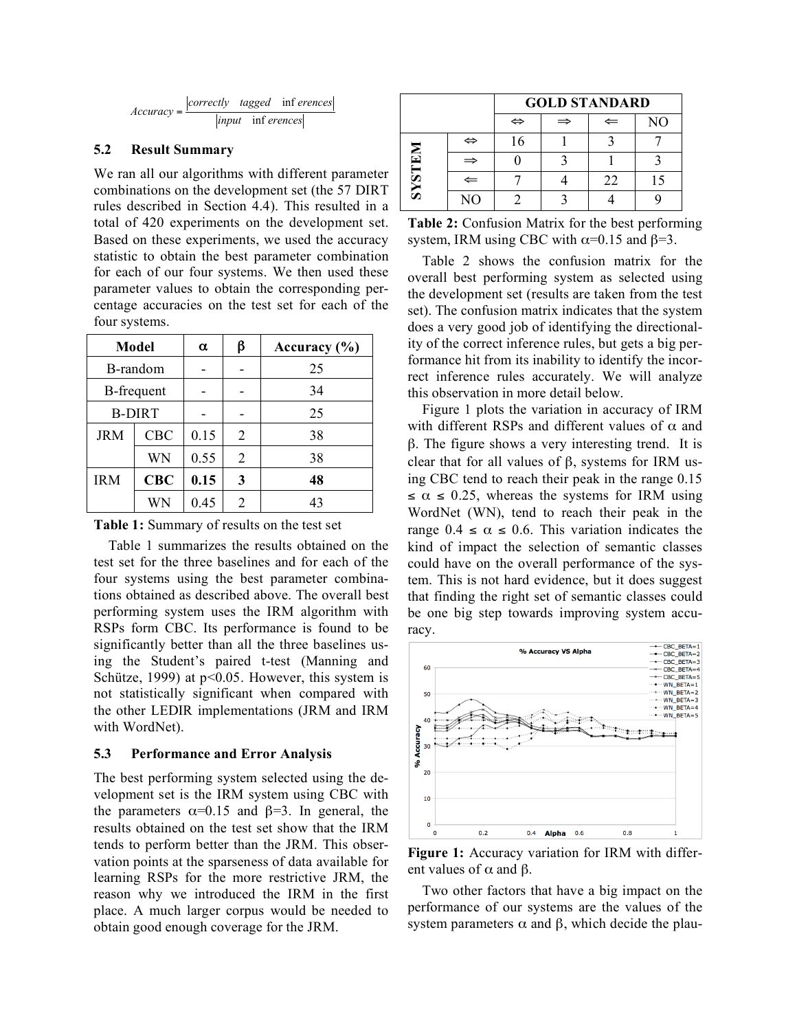$$Accuracy = \frac{|correctly \ \ tagged \ \ \inf erences|}{|input \ \ \inf erences|}$$

### 5.2 Result Summary

We ran all our algorithms with different parameter combinations on the development set (the 57 DIRT rules described in Section 4.4). This resulted in a total of 420 experiments on the development set. Based on these experiments, we used the accuracy statistic to obtain the best parameter combination for each of our four systems. We then used these parameter values to obtain the corresponding percentage accuracies on the test set for each of the four systems.

| Model | | α | β | Accuracy (%) |
|---|---|---|---|---|
| B-random | | - | - | 25 |
| B-frequent | | - | - | 34 |
| B-DIRT | | - | - | 25 |
| JRM | CBC | 0.15 | 2 | 38 |
| | WN | 0.55 | 2 | 38 |
| IRM | **CBC** | **0.15** | **3** | **48** |
| | WN | 0.45 | 2 | 43 |

**Table 1:** Summary of results on the test set

Table 1 summarizes the results obtained on the test set for the three baselines and for each of the four systems using the best parameter combinations obtained as described above. The overall best performing system uses the IRM algorithm with RSPs form CBC. Its performance is found to be significantly better than all the three baselines using the Student's paired t-test (Manning and Schütze, 1999) at $p<0.05$. However, this system is not statistically significant when compared with the other LEDIR implementations (JRM and IRM with WordNet).

### 5.3 Performance and Error Analysis

The best performing system selected using the development set is the IRM system using CBC with the parameters $\alpha=0.15$ and $\beta=3$. In general, the results obtained on the test set show that the IRM tends to perform better than the JRM. This observation points at the sparseness of data available for learning RSPs for the more restrictive JRM, the reason why we introduced the IRM in the first place. A much larger corpus would be needed to obtain good enough coverage for the JRM.

| | | GOLD STANDARD | | | |
|---|---|---|---|---|---|
| | | ⇔ | ⇒ | ⇐ | NO |
| SYSTEM | ⇔ | 16 | 1 | 3 | 7 |
| | ⇒ | 0 | 3 | 1 | 3 |
| | ⇐ | 7 | 4 | 22 | 15 |
| | NO | 2 | 3 | 4 | 9 |

**Table 2:** Confusion Matrix for the best performing system, IRM using CBC with $\alpha=0.15$ and $\beta=3$.

Table 2 shows the confusion matrix for the overall best performing system as selected using the development set (results are taken from the test set). The confusion matrix indicates that the system does a very good job of identifying the directionality of the correct inference rules, but gets a big performance hit from its inability to identify the incorrect inference rules accurately. We will analyze this observation in more detail below.

Figure 1 plots the variation in accuracy of IRM with different RSPs and different values of α and β. The figure shows a very interesting trend. It is clear that for all values of β, systems for IRM using CBC tend to reach their peak in the range $0.15 \leq \alpha \leq 0.25$, whereas the systems for IRM using WordNet (WN), tend to reach their peak in the range $0.4 \leq \alpha \leq 0.6$. This variation indicates the kind of impact the selection of semantic classes could have on the overall performance of the system. This is not hard evidence, but it does suggest that finding the right set of semantic classes could be one big step towards improving system accuracy.

**Figure 1:** Accuracy variation for IRM with different values of α and β.

Two other factors that have a big impact on the performance of our systems are the values of the system parameters α and β, which decide the plau-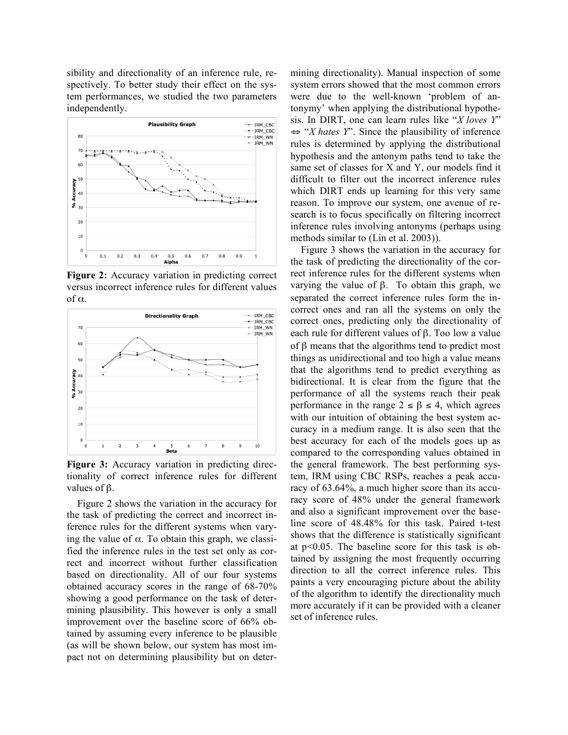sibility and directionality of an inference rule, respectively. To better study their effect on the system performances, we studied the two parameters independently.

**Figure 2:** Accuracy variation in predicting correct versus incorrect inference rules for different values of $\alpha$.

**Figure 3:** Accuracy variation in predicting directionality of correct inference rules for different values of $\beta$.

Figure 2 shows the variation in the accuracy for the task of predicting the correct and incorrect inference rules for the different systems when varying the value of $\alpha$. To obtain this graph, we classified the inference rules in the test set only as correct and incorrect without further classification based on directionality. All of our four systems obtained accuracy scores in the range of 68-70% showing a good performance on the task of determining plausibility. This however is only a small improvement over the baseline score of 66% obtained by assuming every inference to be plausible (as will be shown below, our system has most impact not on determining plausibility but on determining directionality). Manual inspection of some system errors showed that the most common errors were due to the well-known 'problem of antonymy' when applying the distributional hypothesis. In DIRT, one can learn rules like "*X loves Y*" ⇔ "*X hates Y*". Since the plausibility of inference rules is determined by applying the distributional hypothesis and the antonym paths tend to take the same set of classes for X and Y, our models find it difficult to filter out the incorrect inference rules which DIRT ends up learning for this very same reason. To improve our system, one avenue of research is to focus specifically on filtering incorrect inference rules involving antonyms (perhaps using methods similar to (Lin et al. 2003)).

Figure 3 shows the variation in the accuracy for the task of predicting the directionality of the correct inference rules for the different systems when varying the value of $\beta$. To obtain this graph, we separated the correct inference rules form the incorrect ones and ran all the systems on only the correct ones, predicting only the directionality of each rule for different values of $\beta$. Too low a value of $\beta$ means that the algorithms tend to predict most things as unidirectional and too high a value means that the algorithms tend to predict everything as bidirectional. It is clear from the figure that the performance of all the systems reach their peak performance in the range $2 \leq \beta \leq 4$, which agrees with our intuition of obtaining the best system accuracy in a medium range. It is also seen that the best accuracy for each of the models goes up as compared to the corresponding values obtained in the general framework. The best performing system, IRM using CBC RSPs, reaches a peak accuracy of 63.64%, a much higher score than its accuracy score of 48% under the general framework and also a significant improvement over the baseline score of 48.48% for this task. Paired t-test shows that the difference is statistically significant at $p<0.05$. The baseline score for this task is obtained by assigning the most frequently occurring direction to all the correct inference rules. This paints a very encouraging picture about the ability of the algorithm to identify the directionality much more accurately if it can be provided with a cleaner set of inference rules.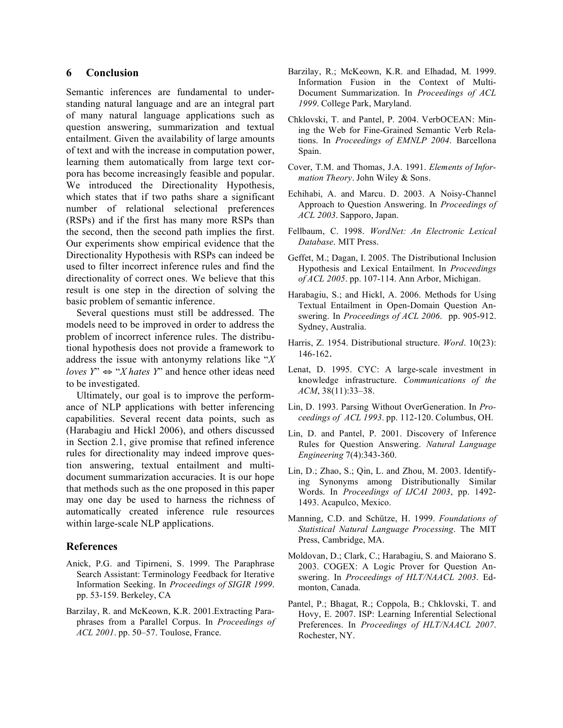## 6 Conclusion

Semantic inferences are fundamental to understanding natural language and are an integral part of many natural language applications such as question answering, summarization and textual entailment. Given the availability of large amounts of text and with the increase in computation power, learning them automatically from large text corpora has become increasingly feasible and popular. We introduced the Directionality Hypothesis, which states that if two paths share a significant number of relational selectional preferences (RSPs) and if the first has many more RSPs than the second, then the second path implies the first. Our experiments show empirical evidence that the Directionality Hypothesis with RSPs can indeed be used to filter incorrect inference rules and find the directionality of correct ones. We believe that this result is one step in the direction of solving the basic problem of semantic inference.

Several questions must still be addressed. The models need to be improved in order to address the problem of incorrect inference rules. The distributional hypothesis does not provide a framework to address the issue with antonymy relations like "*X loves Y*" ⇔ "*X hates Y*" and hence other ideas need to be investigated.

Ultimately, our goal is to improve the performance of NLP applications with better inferencing capabilities. Several recent data points, such as (Harabagiu and Hickl 2006), and others discussed in Section 2.1, give promise that refined inference rules for directionality may indeed improve question answering, textual entailment and multi-document summarization accuracies. It is our hope that methods such as the one proposed in this paper may one day be used to harness the richness of automatically created inference rule resources within large-scale NLP applications.

## References

Anick, P.G. and Tipirneni, S. 1999. The Paraphrase Search Assistant: Terminology Feedback for Iterative Information Seeking. In *Proceedings of SIGIR 1999*. pp. 53-159. Berkeley, CA

Barzilay, R. and McKeown, K.R. 2001.Extracting Paraphrases from a Parallel Corpus. In *Proceedings of ACL 2001*. pp. 50–57. Toulose, France.

Barzilay, R.; McKeown, K.R. and Elhadad, M. 1999. Information Fusion in the Context of Multi-Document Summarization. In *Proceedings of ACL 1999*. College Park, Maryland.

Chklovski, T. and Pantel, P. 2004. VerbOCEAN: Mining the Web for Fine-Grained Semantic Verb Relations. In *Proceedings of EMNLP 2004*. Barcellona Spain.

Cover, T.M. and Thomas, J.A. 1991. *Elements of Information Theory*. John Wiley & Sons.

Echihabi, A. and Marcu. D. 2003. A Noisy-Channel Approach to Question Answering. In *Proceedings of ACL 2003*. Sapporo, Japan.

Fellbaum, C. 1998. *WordNet: An Electronic Lexical Database*. MIT Press.

Geffet, M.; Dagan, I. 2005. The Distributional Inclusion Hypothesis and Lexical Entailment. In *Proceedings of ACL 2005*. pp. 107-114. Ann Arbor, Michigan.

Harabagiu, S.; and Hickl, A. 2006. Methods for Using Textual Entailment in Open-Domain Question Answering. In *Proceedings of ACL 2006*. pp. 905-912. Sydney, Australia.

Harris, Z. 1954. Distributional structure. *Word*. 10(23): 146-162.

Lenat, D. 1995. CYC: A large-scale investment in knowledge infrastructure. *Communications of the ACM*, 38(11):33–38.

Lin, D. 1993. Parsing Without OverGeneration. In *Proceedings of ACL 1993*. pp. 112-120. Columbus, OH.

Lin, D. and Pantel, P. 2001. Discovery of Inference Rules for Question Answering. *Natural Language Engineering* 7(4):343-360.

Lin, D.; Zhao, S.; Qin, L. and Zhou, M. 2003. Identifying Synonyms among Distributionally Similar Words. In *Proceedings of IJCAI 2003*, pp. 1492-1493. Acapulco, Mexico.

Manning, C.D. and Schütze, H. 1999. *Foundations of Statistical Natural Language Processing*. The MIT Press, Cambridge, MA.

Moldovan, D.; Clark, C.; Harabagiu, S. and Maiorano S. 2003. COGEX: A Logic Prover for Question Answering. In *Proceedings of HLT/NAACL 2003*. Edmonton, Canada.

Pantel, P.; Bhagat, R.; Coppola, B.; Chklovski, T. and Hovy, E. 2007. ISP: Learning Inferential Selectional Preferences. In *Proceedings of HLT/NAACL 2007*. Rochester, NY.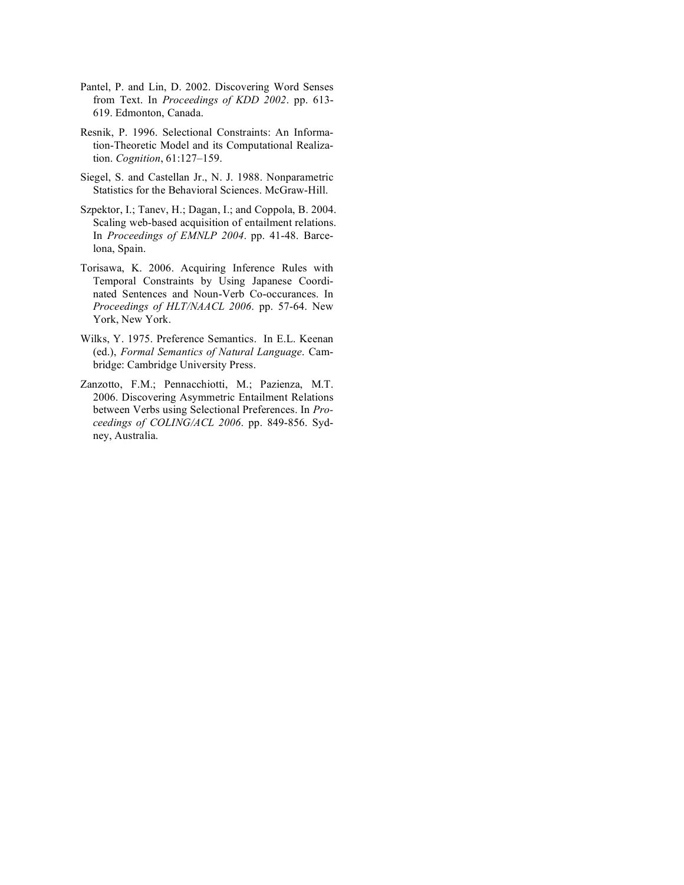Pantel, P. and Lin, D. 2002. Discovering Word Senses from Text. In *Proceedings of KDD 2002*. pp. 613-619. Edmonton, Canada.

Resnik, P. 1996. Selectional Constraints: An Information-Theoretic Model and its Computational Realization. *Cognition*, 61:127–159.

Siegel, S. and Castellan Jr., N. J. 1988. Nonparametric Statistics for the Behavioral Sciences. McGraw-Hill.

Szpektor, I.; Tanev, H.; Dagan, I.; and Coppola, B. 2004. Scaling web-based acquisition of entailment relations. In *Proceedings of EMNLP 2004*. pp. 41-48. Barcelona, Spain.

Torisawa, K. 2006. Acquiring Inference Rules with Temporal Constraints by Using Japanese Coordinated Sentences and Noun-Verb Co-occurances. In *Proceedings of HLT/NAACL 2006*. pp. 57-64. New York, New York.

Wilks, Y. 1975. Preference Semantics. In E.L. Keenan (ed.), *Formal Semantics of Natural Language*. Cambridge: Cambridge University Press.

Zanzotto, F.M.; Pennacchiotti, M.; Pazienza, M.T. 2006. Discovering Asymmetric Entailment Relations between Verbs using Selectional Preferences. In *Proceedings of COLING/ACL 2006*. pp. 849-856. Sydney, Australia.